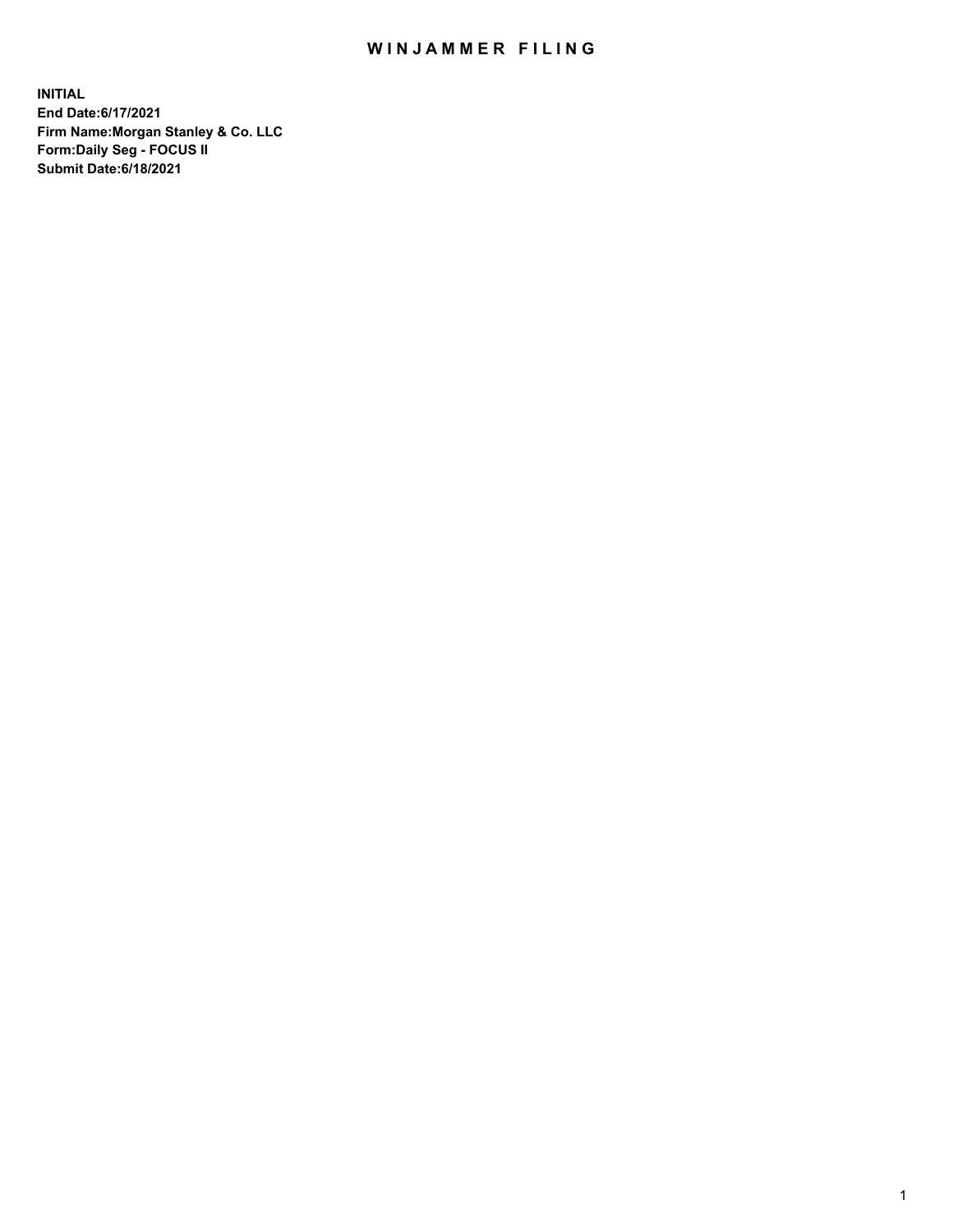# WINJAMMER FILING

**INITIAL**
**End Date:6/17/2021**
**Firm Name:Morgan Stanley & Co. LLC**
**Form:Daily Seg - FOCUS II**
**Submit Date:6/18/2021**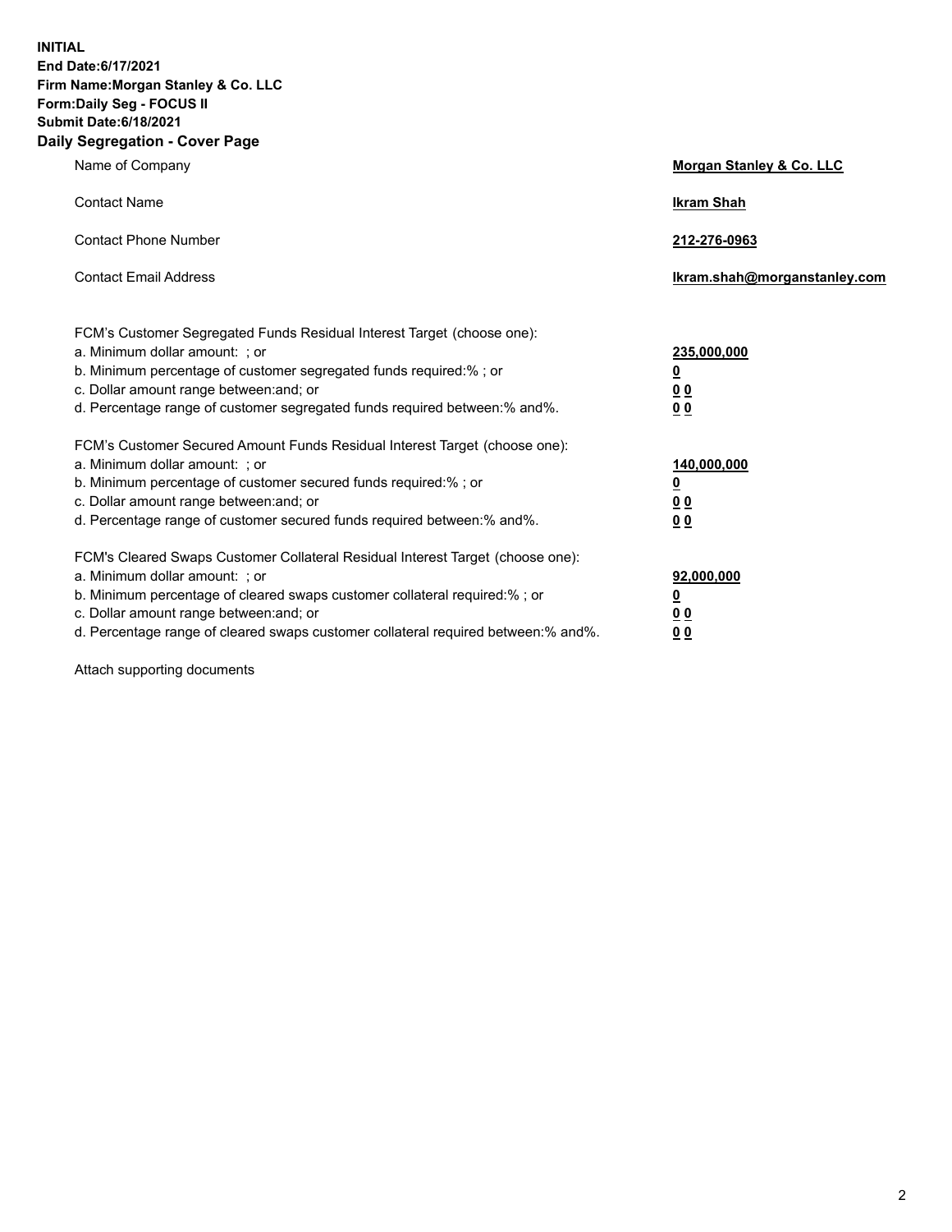**INITIAL**
**End Date:6/17/2021**
**Firm Name:Morgan Stanley & Co. LLC**
**Form:Daily Seg - FOCUS II**
**Submit Date:6/18/2021**
**Daily Segregation - Cover Page**

| | |
|---|---|
| Name of Company | **Morgan Stanley & Co. LLC** |
| Contact Name | **Ikram Shah** |
| Contact Phone Number | **212-276-0963** |
| Contact Email Address | **Ikram.shah@morganstanley.com** |

| | |
|---|---|
| FCM's Customer Segregated Funds Residual Interest Target (choose one): | |
| a. Minimum dollar amount: ; or | **235,000,000** |
| b. Minimum percentage of customer segregated funds required:% ; or | **0** |
| c. Dollar amount range between:and; or | **0 0** |
| d. Percentage range of customer segregated funds required between:% and%. | **0 0** |
| FCM's Customer Secured Amount Funds Residual Interest Target (choose one): | |
| a. Minimum dollar amount: ; or | **140,000,000** |
| b. Minimum percentage of customer secured funds required:% ; or | **0** |
| c. Dollar amount range between:and; or | **0 0** |
| d. Percentage range of customer secured funds required between:% and%. | **0 0** |
| FCM's Cleared Swaps Customer Collateral Residual Interest Target (choose one): | |
| a. Minimum dollar amount: ; or | **92,000,000** |
| b. Minimum percentage of cleared swaps customer collateral required:% ; or | **0** |
| c. Dollar amount range between:and; or | **0 0** |
| d. Percentage range of cleared swaps customer collateral required between:% and%. | **0 0** |

Attach supporting documents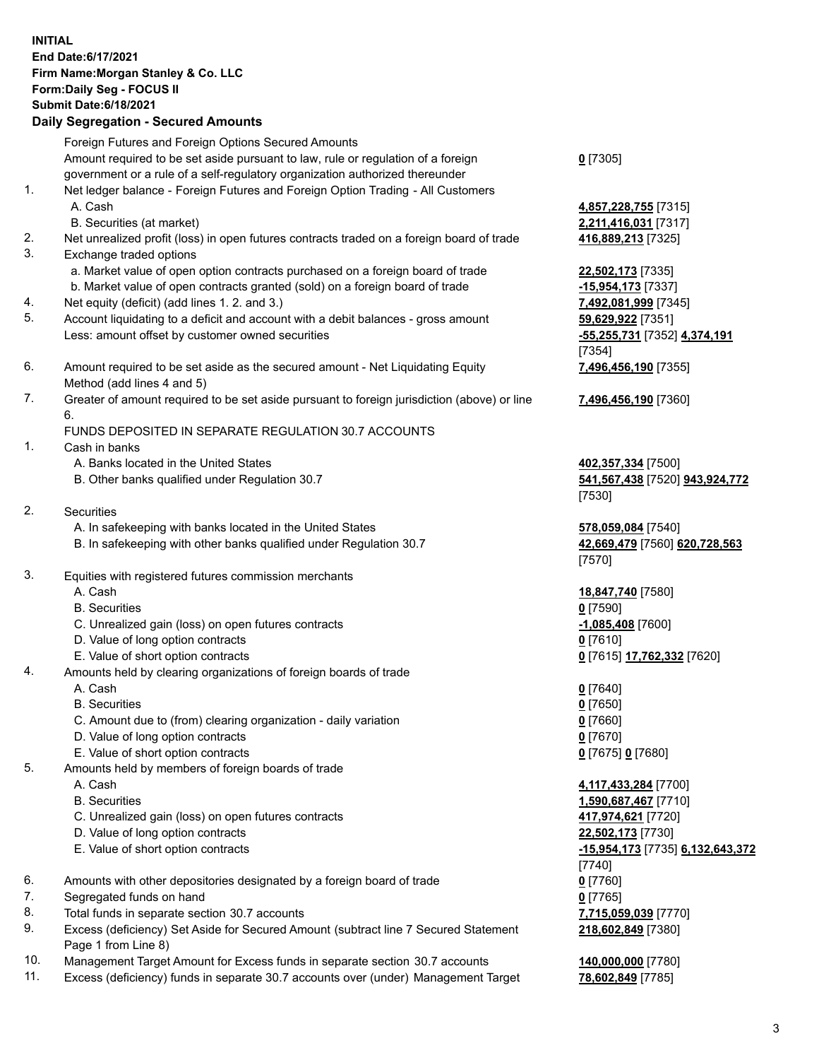**INITIAL**
**End Date:6/17/2021**
**Firm Name:Morgan Stanley & Co. LLC**
**Form:Daily Seg - FOCUS II**
**Submit Date:6/18/2021**

### Daily Segregation - Secured Amounts

| | | |
|---|---|---|
| | Foreign Futures and Foreign Options Secured Amounts | |
| | Amount required to be set aside pursuant to law, rule or regulation of a foreign government or a rule of a self-regulatory organization authorized thereunder | **0** [7305] |
| 1. | Net ledger balance - Foreign Futures and Foreign Option Trading - All Customers | |
| | A. Cash | **4,857,228,755** [7315] |
| | B. Securities (at market) | **2,211,416,031** [7317] |
| 2. | Net unrealized profit (loss) in open futures contracts traded on a foreign board of trade | **416,889,213** [7325] |
| 3. | Exchange traded options | |
| | a. Market value of open option contracts purchased on a foreign board of trade | **22,502,173** [7335] |
| | b. Market value of open contracts granted (sold) on a foreign board of trade | **-15,954,173** [7337] |
| 4. | Net equity (deficit) (add lines 1. 2. and 3.) | **7,492,081,999** [7345] |
| 5. | Account liquidating to a deficit and account with a debit balances - gross amount | **59,629,922** [7351] |
| | Less: amount offset by customer owned securities | **-55,255,731** [7352] **4,374,191** [7354] |
| 6. | Amount required to be set aside as the secured amount - Net Liquidating Equity Method (add lines 4 and 5) | **7,496,456,190** [7355] |
| 7. | Greater of amount required to be set aside pursuant to foreign jurisdiction (above) or line 6. | **7,496,456,190** [7360] |
| | FUNDS DEPOSITED IN SEPARATE REGULATION 30.7 ACCOUNTS | |
| 1. | Cash in banks | |
| | A. Banks located in the United States | **402,357,334** [7500] |
| | B. Other banks qualified under Regulation 30.7 | **541,567,438** [7520] **943,924,772** [7530] |
| 2. | Securities | |
| | A. In safekeeping with banks located in the United States | **578,059,084** [7540] |
| | B. In safekeeping with other banks qualified under Regulation 30.7 | **42,669,479** [7560] **620,728,563** [7570] |
| 3. | Equities with registered futures commission merchants | |
| | A. Cash | **18,847,740** [7580] |
| | B. Securities | **0** [7590] |
| | C. Unrealized gain (loss) on open futures contracts | **-1,085,408** [7600] |
| | D. Value of long option contracts | **0** [7610] |
| | E. Value of short option contracts | **0** [7615] **17,762,332** [7620] |
| 4. | Amounts held by clearing organizations of foreign boards of trade | |
| | A. Cash | **0** [7640] |
| | B. Securities | **0** [7650] |
| | C. Amount due to (from) clearing organization - daily variation | **0** [7660] |
| | D. Value of long option contracts | **0** [7670] |
| | E. Value of short option contracts | **0** [7675] **0** [7680] |
| 5. | Amounts held by members of foreign boards of trade | |
| | A. Cash | **4,117,433,284** [7700] |
| | B. Securities | **1,590,687,467** [7710] |
| | C. Unrealized gain (loss) on open futures contracts | **417,974,621** [7720] |
| | D. Value of long option contracts | **22,502,173** [7730] |
| | E. Value of short option contracts | **-15,954,173** [7735] **6,132,643,372** [7740] |
| 6. | Amounts with other depositories designated by a foreign board of trade | **0** [7760] |
| 7. | Segregated funds on hand | **0** [7765] |
| 8. | Total funds in separate section 30.7 accounts | **7,715,059,039** [7770] |
| 9. | Excess (deficiency) Set Aside for Secured Amount (subtract line 7 Secured Statement Page 1 from Line 8) | **218,602,849** [7380] |
| 10. | Management Target Amount for Excess funds in separate section 30.7 accounts | **140,000,000** [7780] |
| 11. | Excess (deficiency) funds in separate 30.7 accounts over (under) Management Target | **78,602,849** [7785] |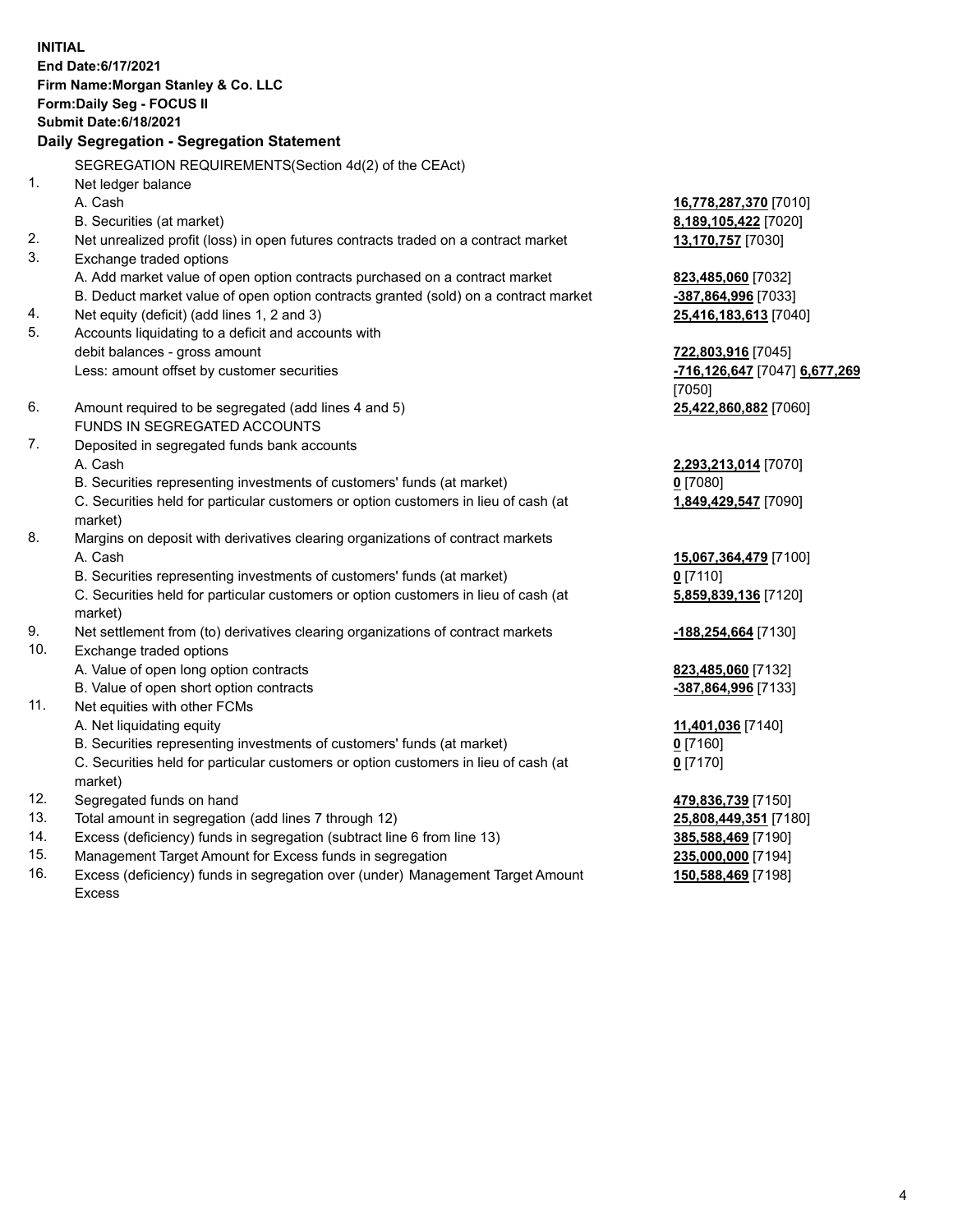**INITIAL**
**End Date:6/17/2021**
**Firm Name:Morgan Stanley & Co. LLC**
**Form:Daily Seg - FOCUS II**
**Submit Date:6/18/2021**

## Daily Segregation - Segregation Statement

SEGREGATION REQUIREMENTS(Section 4d(2) of the CEAct)

| | | |
|---|---|---|
| 1. | Net ledger balance | |
| | A. Cash | **16,778,287,370** [7010] |
| | B. Securities (at market) | **8,189,105,422** [7020] |
| 2. | Net unrealized profit (loss) in open futures contracts traded on a contract market | **13,170,757** [7030] |
| 3. | Exchange traded options | |
| | A. Add market value of open option contracts purchased on a contract market | **823,485,060** [7032] |
| | B. Deduct market value of open option contracts granted (sold) on a contract market | **-387,864,996** [7033] |
| 4. | Net equity (deficit) (add lines 1, 2 and 3) | **25,416,183,613** [7040] |
| 5. | Accounts liquidating to a deficit and accounts with debit balances - gross amount | **722,803,916** [7045] |
| | Less: amount offset by customer securities | **-716,126,647** [7047] **6,677,269** [7050] |
| 6. | Amount required to be segregated (add lines 4 and 5) | **25,422,860,882** [7060] |
| | FUNDS IN SEGREGATED ACCOUNTS | |
| 7. | Deposited in segregated funds bank accounts | |
| | A. Cash | **2,293,213,014** [7070] |
| | B. Securities representing investments of customers' funds (at market) | **0** [7080] |
| | C. Securities held for particular customers or option customers in lieu of cash (at market) | **1,849,429,547** [7090] |
| 8. | Margins on deposit with derivatives clearing organizations of contract markets | |
| | A. Cash | **15,067,364,479** [7100] |
| | B. Securities representing investments of customers' funds (at market) | **0** [7110] |
| | C. Securities held for particular customers or option customers in lieu of cash (at market) | **5,859,839,136** [7120] |
| 9. | Net settlement from (to) derivatives clearing organizations of contract markets | **-188,254,664** [7130] |
| 10. | Exchange traded options | |
| | A. Value of open long option contracts | **823,485,060** [7132] |
| | B. Value of open short option contracts | **-387,864,996** [7133] |
| 11. | Net equities with other FCMs | |
| | A. Net liquidating equity | **11,401,036** [7140] |
| | B. Securities representing investments of customers' funds (at market) | **0** [7160] |
| | C. Securities held for particular customers or option customers in lieu of cash (at market) | **0** [7170] |
| 12. | Segregated funds on hand | **479,836,739** [7150] |
| 13. | Total amount in segregation (add lines 7 through 12) | **25,808,449,351** [7180] |
| 14. | Excess (deficiency) funds in segregation (subtract line 6 from line 13) | **385,588,469** [7190] |
| 15. | Management Target Amount for Excess funds in segregation | **235,000,000** [7194] |
| 16. | Excess (deficiency) funds in segregation over (under) Management Target Amount Excess | **150,588,469** [7198] |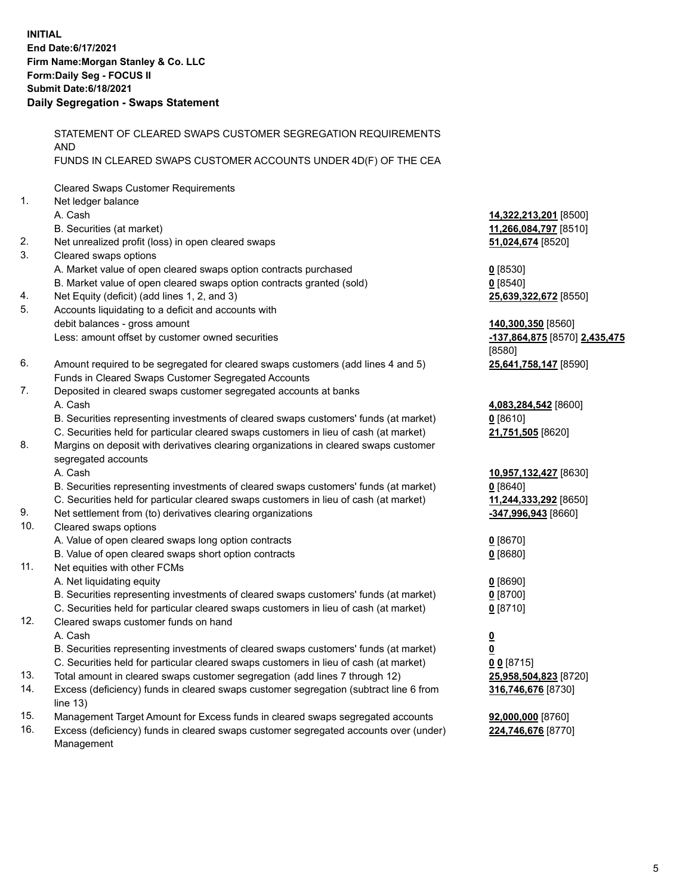**INITIAL**
**End Date:6/17/2021**
**Firm Name:Morgan Stanley & Co. LLC**
**Form:Daily Seg - FOCUS II**
**Submit Date:6/18/2021**
**Daily Segregation - Swaps Statement**

STATEMENT OF CLEARED SWAPS CUSTOMER SEGREGATION REQUIREMENTS AND
FUNDS IN CLEARED SWAPS CUSTOMER ACCOUNTS UNDER 4D(F) OF THE CEA

| | | |
|---|---|---|
| | Cleared Swaps Customer Requirements | |
| 1. | Net ledger balance | |
| | A. Cash | **14,322,213,201** [8500] |
| | B. Securities (at market) | **11,266,084,797** [8510] |
| 2. | Net unrealized profit (loss) in open cleared swaps | **51,024,674** [8520] |
| 3. | Cleared swaps options | |
| | A. Market value of open cleared swaps option contracts purchased | **0** [8530] |
| | B. Market value of open cleared swaps option contracts granted (sold) | **0** [8540] |
| 4. | Net Equity (deficit) (add lines 1, 2, and 3) | **25,639,322,672** [8550] |
| 5. | Accounts liquidating to a deficit and accounts with debit balances - gross amount | **140,300,350** [8560] |
| | Less: amount offset by customer owned securities | **-137,864,875** [8570] **2,435,475** [8580] |
| 6. | Amount required to be segregated for cleared swaps customers (add lines 4 and 5) | **25,641,758,147** [8590] |
| | Funds in Cleared Swaps Customer Segregated Accounts | |
| 7. | Deposited in cleared swaps customer segregated accounts at banks | |
| | A. Cash | **4,083,284,542** [8600] |
| | B. Securities representing investments of cleared swaps customers' funds (at market) | **0** [8610] |
| | C. Securities held for particular cleared swaps customers in lieu of cash (at market) | **21,751,505** [8620] |
| 8. | Margins on deposit with derivatives clearing organizations in cleared swaps customer segregated accounts | |
| | A. Cash | **10,957,132,427** [8630] |
| | B. Securities representing investments of cleared swaps customers' funds (at market) | **0** [8640] |
| | C. Securities held for particular cleared swaps customers in lieu of cash (at market) | **11,244,333,292** [8650] |
| 9. | Net settlement from (to) derivatives clearing organizations | **-347,996,943** [8660] |
| 10. | Cleared swaps options | |
| | A. Value of open cleared swaps long option contracts | **0** [8670] |
| | B. Value of open cleared swaps short option contracts | **0** [8680] |
| 11. | Net equities with other FCMs | |
| | A. Net liquidating equity | **0** [8690] |
| | B. Securities representing investments of cleared swaps customers' funds (at market) | **0** [8700] |
| | C. Securities held for particular cleared swaps customers in lieu of cash (at market) | **0** [8710] |
| 12. | Cleared swaps customer funds on hand | |
| | A. Cash | **0** |
| | B. Securities representing investments of cleared swaps customers' funds (at market) | **0** |
| | C. Securities held for particular cleared swaps customers in lieu of cash (at market) | **0** **0** [8715] |
| 13. | Total amount in cleared swaps customer segregation (add lines 7 through 12) | **25,958,504,823** [8720] |
| 14. | Excess (deficiency) funds in cleared swaps customer segregation (subtract line 6 from line 13) | **316,746,676** [8730] |
| 15. | Management Target Amount for Excess funds in cleared swaps segregated accounts | **92,000,000** [8760] |
| 16. | Excess (deficiency) funds in cleared swaps customer segregated accounts over (under) Management | **224,746,676** [8770] |